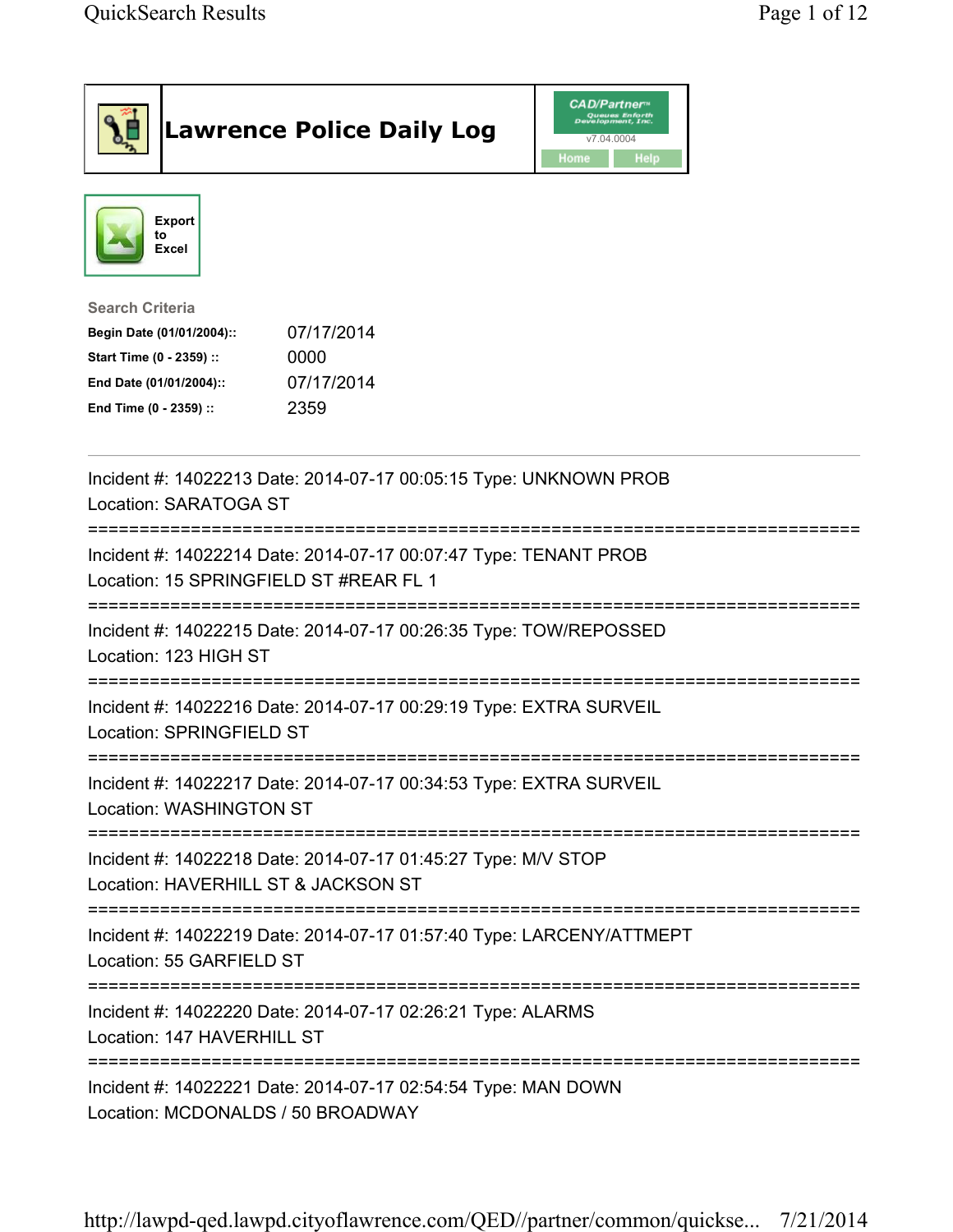# Lawrence Police Daily Log

CAD/Partner™ Queues Enforth Development, Inc.
v7.04.0004

Home Help

Export to Excel

**Search Criteria**

| | |
|---|---|
| **Begin Date (01/01/2004)::** | 07/17/2014 |
| **Start Time (0 - 2359) ::** | 0000 |
| **End Date (01/01/2004)::** | 07/17/2014 |
| **End Time (0 - 2359) ::** | 2359 |

---

Incident #: 14022213 Date: 2014-07-17 00:05:15 Type: UNKNOWN PROB
Location: SARATOGA ST

===========================================================================

Incident #: 14022214 Date: 2014-07-17 00:07:47 Type: TENANT PROB
Location: 15 SPRINGFIELD ST #REAR FL 1

===========================================================================

Incident #: 14022215 Date: 2014-07-17 00:26:35 Type: TOW/REPOSSED
Location: 123 HIGH ST

===========================================================================

Incident #: 14022216 Date: 2014-07-17 00:29:19 Type: EXTRA SURVEIL
Location: SPRINGFIELD ST

===========================================================================

Incident #: 14022217 Date: 2014-07-17 00:34:53 Type: EXTRA SURVEIL
Location: WASHINGTON ST

===========================================================================

Incident #: 14022218 Date: 2014-07-17 01:45:27 Type: M/V STOP
Location: HAVERHILL ST & JACKSON ST

===========================================================================

Incident #: 14022219 Date: 2014-07-17 01:57:40 Type: LARCENY/ATTMEPT
Location: 55 GARFIELD ST

===========================================================================

Incident #: 14022220 Date: 2014-07-17 02:26:21 Type: ALARMS
Location: 147 HAVERHILL ST

===========================================================================

Incident #: 14022221 Date: 2014-07-17 02:54:54 Type: MAN DOWN
Location: MCDONALDS / 50 BROADWAY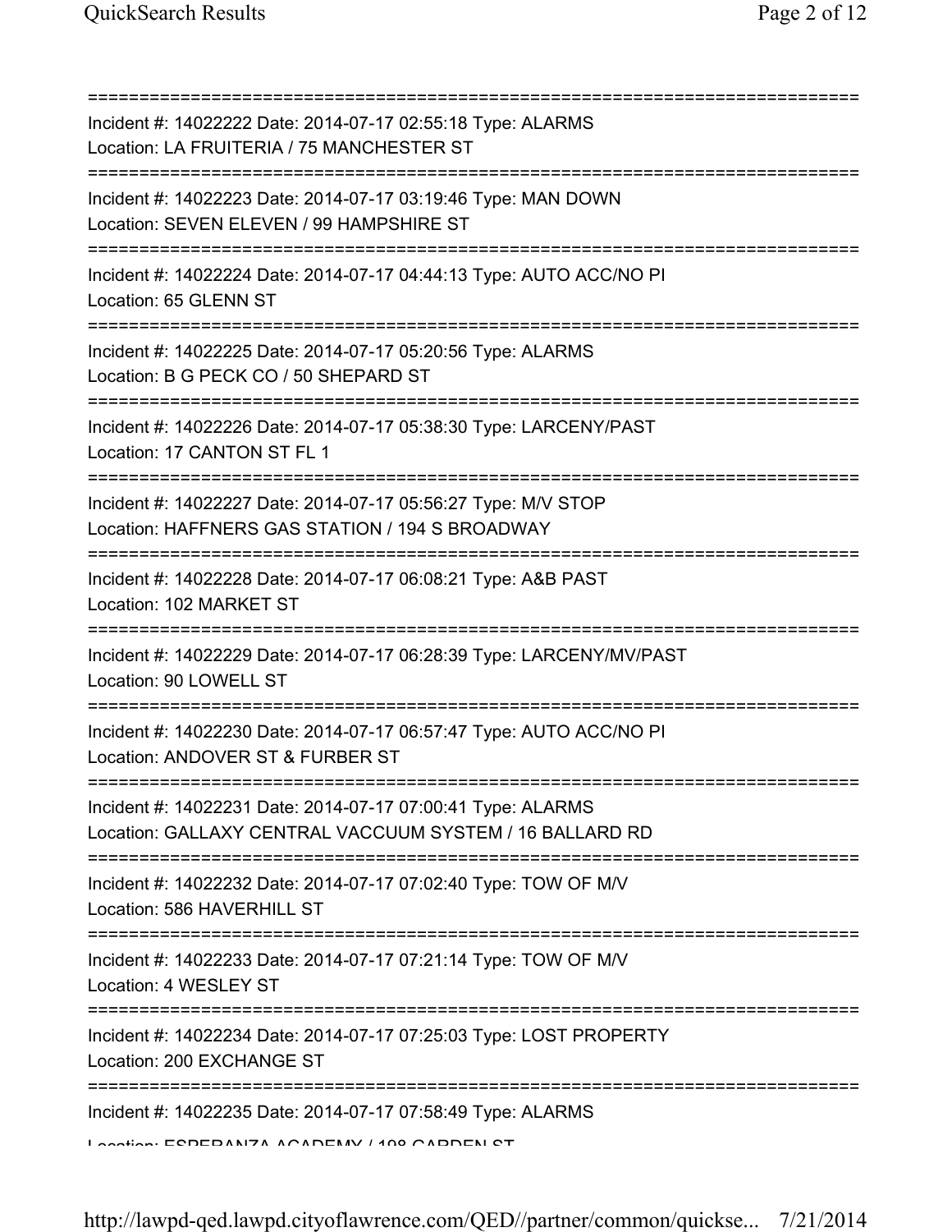===========================================================================
Incident #: 14022222 Date: 2014-07-17 02:55:18 Type: ALARMS
Location: LA FRUITERIA / 75 MANCHESTER ST
===========================================================================
Incident #: 14022223 Date: 2014-07-17 03:19:46 Type: MAN DOWN
Location: SEVEN ELEVEN / 99 HAMPSHIRE ST
===========================================================================
Incident #: 14022224 Date: 2014-07-17 04:44:13 Type: AUTO ACC/NO PI
Location: 65 GLENN ST
===========================================================================
Incident #: 14022225 Date: 2014-07-17 05:20:56 Type: ALARMS
Location: B G PECK CO / 50 SHEPARD ST
===========================================================================
Incident #: 14022226 Date: 2014-07-17 05:38:30 Type: LARCENY/PAST
Location: 17 CANTON ST FL 1
===========================================================================
Incident #: 14022227 Date: 2014-07-17 05:56:27 Type: M/V STOP
Location: HAFFNERS GAS STATION / 194 S BROADWAY
===========================================================================
Incident #: 14022228 Date: 2014-07-17 06:08:21 Type: A&B PAST
Location: 102 MARKET ST
===========================================================================
Incident #: 14022229 Date: 2014-07-17 06:28:39 Type: LARCENY/MV/PAST
Location: 90 LOWELL ST
===========================================================================
Incident #: 14022230 Date: 2014-07-17 06:57:47 Type: AUTO ACC/NO PI
Location: ANDOVER ST & FURBER ST
===========================================================================
Incident #: 14022231 Date: 2014-07-17 07:00:41 Type: ALARMS
Location: GALLAXY CENTRAL VACCUUM SYSTEM / 16 BALLARD RD
===========================================================================
Incident #: 14022232 Date: 2014-07-17 07:02:40 Type: TOW OF M/V
Location: 586 HAVERHILL ST
===========================================================================
Incident #: 14022233 Date: 2014-07-17 07:21:14 Type: TOW OF M/V
Location: 4 WESLEY ST
===========================================================================
Incident #: 14022234 Date: 2014-07-17 07:25:03 Type: LOST PROPERTY
Location: 200 EXCHANGE ST
===========================================================================
Incident #: 14022235 Date: 2014-07-17 07:58:49 Type: ALARMS
Location: ESPERANZA ACADEMY / 198 GARDEN ST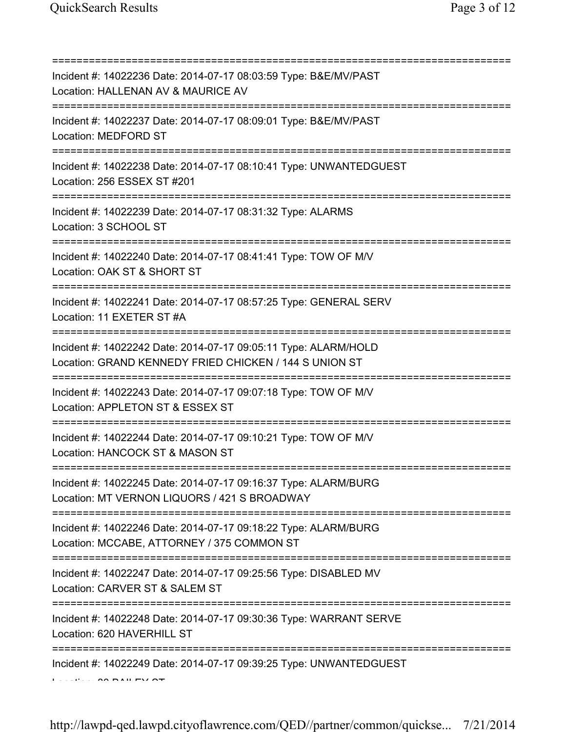===========================================================================

Incident #: 14022236 Date: 2014-07-17 08:03:59 Type: B&E/MV/PAST
Location: HALLENAN AV & MAURICE AV

===========================================================================

Incident #: 14022237 Date: 2014-07-17 08:09:01 Type: B&E/MV/PAST
Location: MEDFORD ST

===========================================================================

Incident #: 14022238 Date: 2014-07-17 08:10:41 Type: UNWANTEDGUEST
Location: 256 ESSEX ST #201

===========================================================================

Incident #: 14022239 Date: 2014-07-17 08:31:32 Type: ALARMS
Location: 3 SCHOOL ST

===========================================================================

Incident #: 14022240 Date: 2014-07-17 08:41:41 Type: TOW OF M/V
Location: OAK ST & SHORT ST

===========================================================================

Incident #: 14022241 Date: 2014-07-17 08:57:25 Type: GENERAL SERV
Location: 11 EXETER ST #A

===========================================================================

Incident #: 14022242 Date: 2014-07-17 09:05:11 Type: ALARM/HOLD
Location: GRAND KENNEDY FRIED CHICKEN / 144 S UNION ST

===========================================================================

Incident #: 14022243 Date: 2014-07-17 09:07:18 Type: TOW OF M/V
Location: APPLETON ST & ESSEX ST

===========================================================================

Incident #: 14022244 Date: 2014-07-17 09:10:21 Type: TOW OF M/V
Location: HANCOCK ST & MASON ST

===========================================================================

Incident #: 14022245 Date: 2014-07-17 09:16:37 Type: ALARM/BURG
Location: MT VERNON LIQUORS / 421 S BROADWAY

===========================================================================

Incident #: 14022246 Date: 2014-07-17 09:18:22 Type: ALARM/BURG
Location: MCCABE, ATTORNEY / 375 COMMON ST

===========================================================================

Incident #: 14022247 Date: 2014-07-17 09:25:56 Type: DISABLED MV
Location: CARVER ST & SALEM ST

===========================================================================

Incident #: 14022248 Date: 2014-07-17 09:30:36 Type: WARRANT SERVE
Location: 620 HAVERHILL ST

===========================================================================

Incident #: 14022249 Date: 2014-07-17 09:39:25 Type: UNWANTEDGUEST
Location: 80 BAILEY ST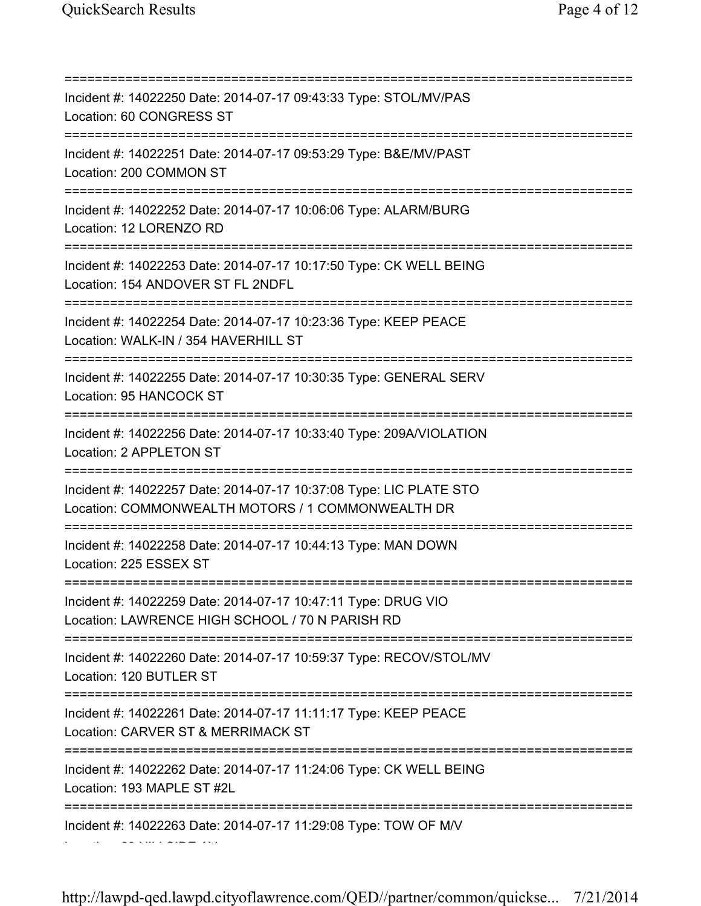===========================================================================

Incident #: 14022250 Date: 2014-07-17 09:43:33 Type: STOL/MV/PAS
Location: 60 CONGRESS ST

===========================================================================

Incident #: 14022251 Date: 2014-07-17 09:53:29 Type: B&E/MV/PAST
Location: 200 COMMON ST

===========================================================================

Incident #: 14022252 Date: 2014-07-17 10:06:06 Type: ALARM/BURG
Location: 12 LORENZO RD

===========================================================================

Incident #: 14022253 Date: 2014-07-17 10:17:50 Type: CK WELL BEING
Location: 154 ANDOVER ST FL 2NDFL

===========================================================================

Incident #: 14022254 Date: 2014-07-17 10:23:36 Type: KEEP PEACE
Location: WALK-IN / 354 HAVERHILL ST

===========================================================================

Incident #: 14022255 Date: 2014-07-17 10:30:35 Type: GENERAL SERV
Location: 95 HANCOCK ST

===========================================================================

Incident #: 14022256 Date: 2014-07-17 10:33:40 Type: 209A/VIOLATION
Location: 2 APPLETON ST

===========================================================================

Incident #: 14022257 Date: 2014-07-17 10:37:08 Type: LIC PLATE STO
Location: COMMONWEALTH MOTORS / 1 COMMONWEALTH DR

===========================================================================

Incident #: 14022258 Date: 2014-07-17 10:44:13 Type: MAN DOWN
Location: 225 ESSEX ST

===========================================================================

Incident #: 14022259 Date: 2014-07-17 10:47:11 Type: DRUG VIO
Location: LAWRENCE HIGH SCHOOL / 70 N PARISH RD

===========================================================================

Incident #: 14022260 Date: 2014-07-17 10:59:37 Type: RECOV/STOL/MV
Location: 120 BUTLER ST

===========================================================================

Incident #: 14022261 Date: 2014-07-17 11:11:17 Type: KEEP PEACE
Location: CARVER ST & MERRIMACK ST

===========================================================================

Incident #: 14022262 Date: 2014-07-17 11:24:06 Type: CK WELL BEING
Location: 193 MAPLE ST #2L

===========================================================================

Incident #: 14022263 Date: 2014-07-17 11:29:08 Type: TOW OF M/V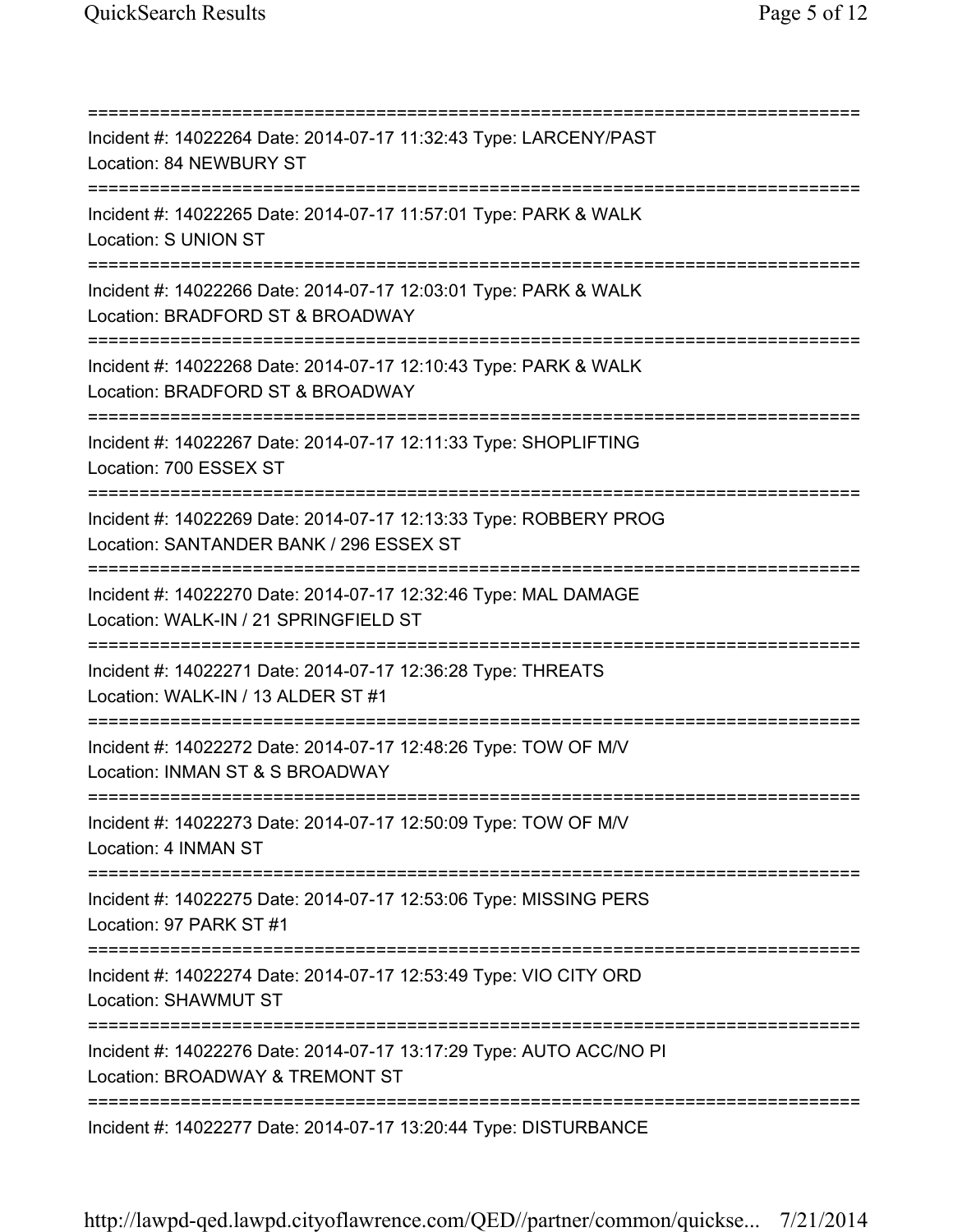===========================================================================

Incident #: 14022264 Date: 2014-07-17 11:32:43 Type: LARCENY/PAST
Location: 84 NEWBURY ST

===========================================================================

Incident #: 14022265 Date: 2014-07-17 11:57:01 Type: PARK & WALK
Location: S UNION ST

===========================================================================

Incident #: 14022266 Date: 2014-07-17 12:03:01 Type: PARK & WALK
Location: BRADFORD ST & BROADWAY

===========================================================================

Incident #: 14022268 Date: 2014-07-17 12:10:43 Type: PARK & WALK
Location: BRADFORD ST & BROADWAY

===========================================================================

Incident #: 14022267 Date: 2014-07-17 12:11:33 Type: SHOPLIFTING
Location: 700 ESSEX ST

===========================================================================

Incident #: 14022269 Date: 2014-07-17 12:13:33 Type: ROBBERY PROG
Location: SANTANDER BANK / 296 ESSEX ST

===========================================================================

Incident #: 14022270 Date: 2014-07-17 12:32:46 Type: MAL DAMAGE
Location: WALK-IN / 21 SPRINGFIELD ST

===========================================================================

Incident #: 14022271 Date: 2014-07-17 12:36:28 Type: THREATS
Location: WALK-IN / 13 ALDER ST #1

===========================================================================

Incident #: 14022272 Date: 2014-07-17 12:48:26 Type: TOW OF M/V
Location: INMAN ST & S BROADWAY

===========================================================================

Incident #: 14022273 Date: 2014-07-17 12:50:09 Type: TOW OF M/V
Location: 4 INMAN ST

===========================================================================

Incident #: 14022275 Date: 2014-07-17 12:53:06 Type: MISSING PERS
Location: 97 PARK ST #1

===========================================================================

Incident #: 14022274 Date: 2014-07-17 12:53:49 Type: VIO CITY ORD
Location: SHAWMUT ST

===========================================================================

Incident #: 14022276 Date: 2014-07-17 13:17:29 Type: AUTO ACC/NO PI
Location: BROADWAY & TREMONT ST

===========================================================================

Incident #: 14022277 Date: 2014-07-17 13:20:44 Type: DISTURBANCE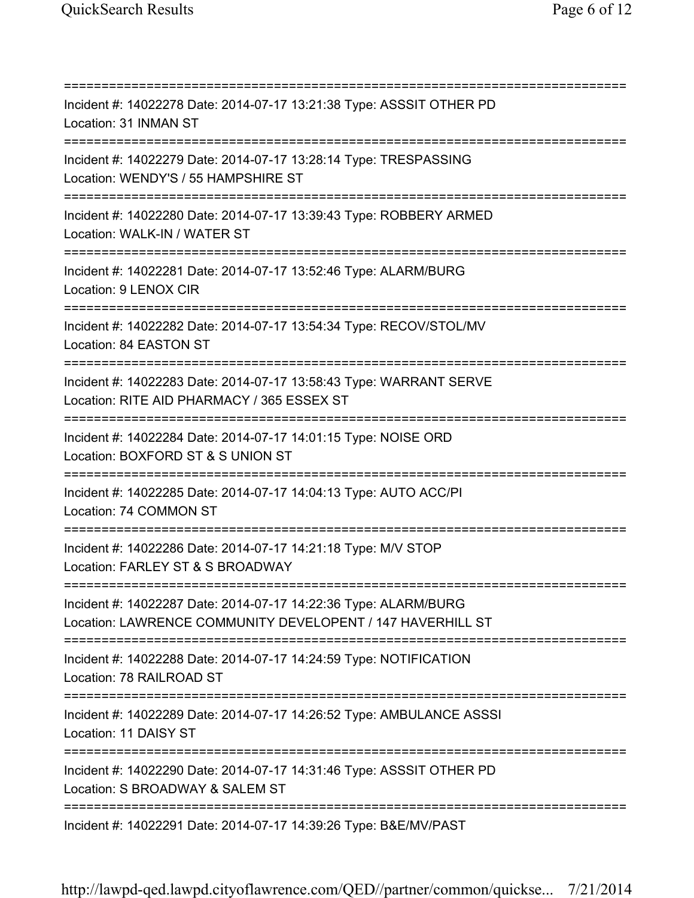===========================================================================
Incident #: 14022278 Date: 2014-07-17 13:21:38 Type: ASSSIT OTHER PD
Location: 31 INMAN ST
===========================================================================
Incident #: 14022279 Date: 2014-07-17 13:28:14 Type: TRESPASSING
Location: WENDY'S / 55 HAMPSHIRE ST
===========================================================================
Incident #: 14022280 Date: 2014-07-17 13:39:43 Type: ROBBERY ARMED
Location: WALK-IN / WATER ST
===========================================================================
Incident #: 14022281 Date: 2014-07-17 13:52:46 Type: ALARM/BURG
Location: 9 LENOX CIR
===========================================================================
Incident #: 14022282 Date: 2014-07-17 13:54:34 Type: RECOV/STOL/MV
Location: 84 EASTON ST
===========================================================================
Incident #: 14022283 Date: 2014-07-17 13:58:43 Type: WARRANT SERVE
Location: RITE AID PHARMACY / 365 ESSEX ST
===========================================================================
Incident #: 14022284 Date: 2014-07-17 14:01:15 Type: NOISE ORD
Location: BOXFORD ST & S UNION ST
===========================================================================
Incident #: 14022285 Date: 2014-07-17 14:04:13 Type: AUTO ACC/PI
Location: 74 COMMON ST
===========================================================================
Incident #: 14022286 Date: 2014-07-17 14:21:18 Type: M/V STOP
Location: FARLEY ST & S BROADWAY
===========================================================================
Incident #: 14022287 Date: 2014-07-17 14:22:36 Type: ALARM/BURG
Location: LAWRENCE COMMUNITY DEVELOPENT / 147 HAVERHILL ST
===========================================================================
Incident #: 14022288 Date: 2014-07-17 14:24:59 Type: NOTIFICATION
Location: 78 RAILROAD ST
===========================================================================
Incident #: 14022289 Date: 2014-07-17 14:26:52 Type: AMBULANCE ASSSI
Location: 11 DAISY ST
===========================================================================
Incident #: 14022290 Date: 2014-07-17 14:31:46 Type: ASSSIT OTHER PD
Location: S BROADWAY & SALEM ST
===========================================================================
Incident #: 14022291 Date: 2014-07-17 14:39:26 Type: B&E/MV/PAST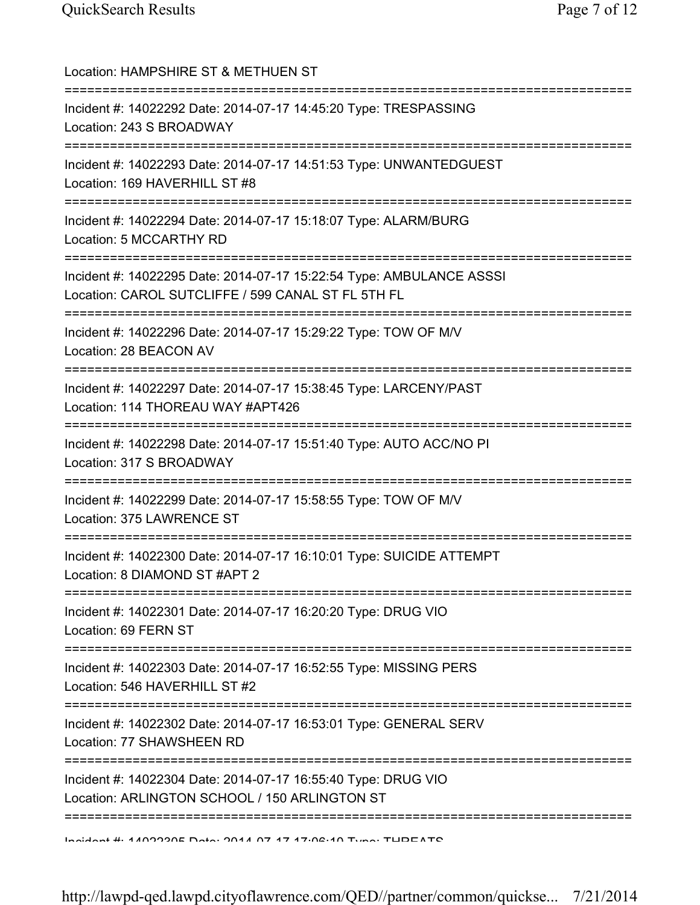Location: HAMPSHIRE ST & METHUEN ST

===========================================================================

Incident #: 14022292 Date: 2014-07-17 14:45:20 Type: TRESPASSING
Location: 243 S BROADWAY

===========================================================================

Incident #: 14022293 Date: 2014-07-17 14:51:53 Type: UNWANTEDGUEST
Location: 169 HAVERHILL ST #8

===========================================================================

Incident #: 14022294 Date: 2014-07-17 15:18:07 Type: ALARM/BURG
Location: 5 MCCARTHY RD

===========================================================================

Incident #: 14022295 Date: 2014-07-17 15:22:54 Type: AMBULANCE ASSSI
Location: CAROL SUTCLIFFE / 599 CANAL ST FL 5TH FL

===========================================================================

Incident #: 14022296 Date: 2014-07-17 15:29:22 Type: TOW OF M/V
Location: 28 BEACON AV

===========================================================================

Incident #: 14022297 Date: 2014-07-17 15:38:45 Type: LARCENY/PAST
Location: 114 THOREAU WAY #APT426

===========================================================================

Incident #: 14022298 Date: 2014-07-17 15:51:40 Type: AUTO ACC/NO PI
Location: 317 S BROADWAY

===========================================================================

Incident #: 14022299 Date: 2014-07-17 15:58:55 Type: TOW OF M/V
Location: 375 LAWRENCE ST

===========================================================================

Incident #: 14022300 Date: 2014-07-17 16:10:01 Type: SUICIDE ATTEMPT
Location: 8 DIAMOND ST #APT 2

===========================================================================

Incident #: 14022301 Date: 2014-07-17 16:20:20 Type: DRUG VIO
Location: 69 FERN ST

===========================================================================

Incident #: 14022303 Date: 2014-07-17 16:52:55 Type: MISSING PERS
Location: 546 HAVERHILL ST #2

===========================================================================

Incident #: 14022302 Date: 2014-07-17 16:53:01 Type: GENERAL SERV
Location: 77 SHAWSHEEN RD

===========================================================================

Incident #: 14022304 Date: 2014-07-17 16:55:40 Type: DRUG VIO
Location: ARLINGTON SCHOOL / 150 ARLINGTON ST

===========================================================================

Incident #: 14022305 Date: 2014-07-17 17:06:10 Type: THREATS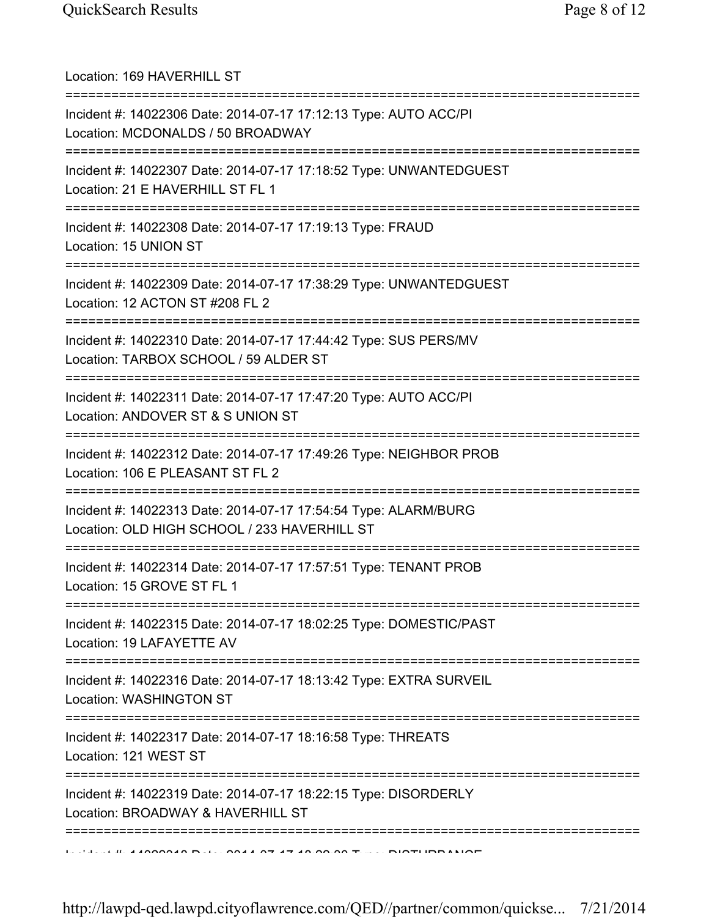Location: 169 HAVERHILL ST

===========================================================================

Incident #: 14022306 Date: 2014-07-17 17:12:13 Type: AUTO ACC/PI
Location: MCDONALDS / 50 BROADWAY

===========================================================================

Incident #: 14022307 Date: 2014-07-17 17:18:52 Type: UNWANTEDGUEST
Location: 21 E HAVERHILL ST FL 1

===========================================================================

Incident #: 14022308 Date: 2014-07-17 17:19:13 Type: FRAUD
Location: 15 UNION ST

===========================================================================

Incident #: 14022309 Date: 2014-07-17 17:38:29 Type: UNWANTEDGUEST
Location: 12 ACTON ST #208 FL 2

===========================================================================

Incident #: 14022310 Date: 2014-07-17 17:44:42 Type: SUS PERS/MV
Location: TARBOX SCHOOL / 59 ALDER ST

===========================================================================

Incident #: 14022311 Date: 2014-07-17 17:47:20 Type: AUTO ACC/PI
Location: ANDOVER ST & S UNION ST

===========================================================================

Incident #: 14022312 Date: 2014-07-17 17:49:26 Type: NEIGHBOR PROB
Location: 106 E PLEASANT ST FL 2

===========================================================================

Incident #: 14022313 Date: 2014-07-17 17:54:54 Type: ALARM/BURG
Location: OLD HIGH SCHOOL / 233 HAVERHILL ST

===========================================================================

Incident #: 14022314 Date: 2014-07-17 17:57:51 Type: TENANT PROB
Location: 15 GROVE ST FL 1

===========================================================================

Incident #: 14022315 Date: 2014-07-17 18:02:25 Type: DOMESTIC/PAST
Location: 19 LAFAYETTE AV

===========================================================================

Incident #: 14022316 Date: 2014-07-17 18:13:42 Type: EXTRA SURVEIL
Location: WASHINGTON ST

===========================================================================

Incident #: 14022317 Date: 2014-07-17 18:16:58 Type: THREATS
Location: 121 WEST ST

===========================================================================

Incident #: 14022319 Date: 2014-07-17 18:22:15 Type: DISORDERLY
Location: BROADWAY & HAVERHILL ST

===========================================================================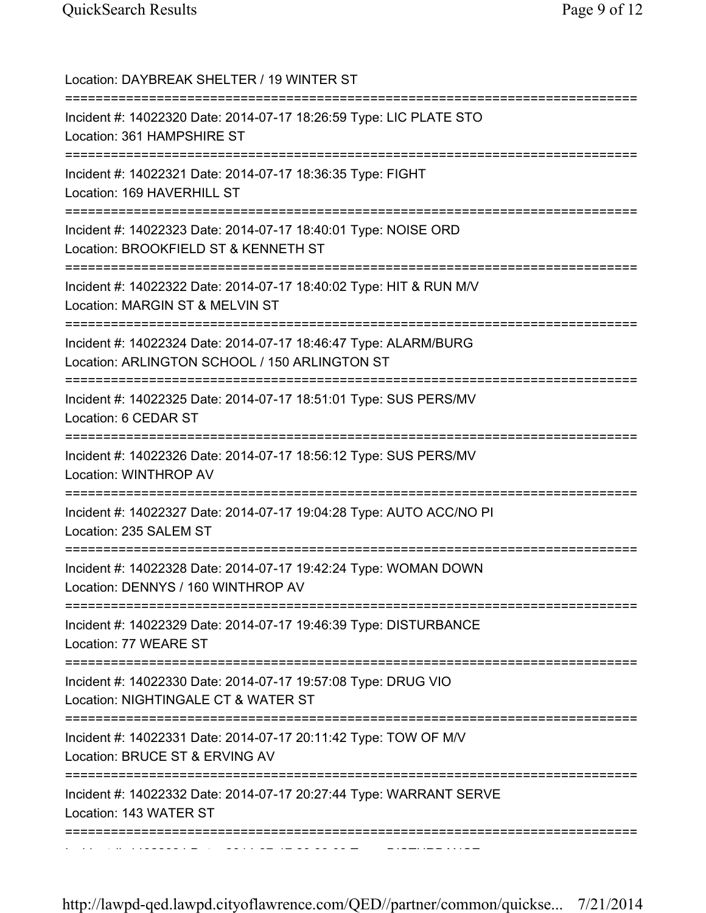Location: DAYBREAK SHELTER / 19 WINTER ST

===========================================================================

Incident #: 14022320 Date: 2014-07-17 18:26:59 Type: LIC PLATE STO
Location: 361 HAMPSHIRE ST

===========================================================================

Incident #: 14022321 Date: 2014-07-17 18:36:35 Type: FIGHT
Location: 169 HAVERHILL ST

===========================================================================

Incident #: 14022323 Date: 2014-07-17 18:40:01 Type: NOISE ORD
Location: BROOKFIELD ST & KENNETH ST

===========================================================================

Incident #: 14022322 Date: 2014-07-17 18:40:02 Type: HIT & RUN M/V
Location: MARGIN ST & MELVIN ST

===========================================================================

Incident #: 14022324 Date: 2014-07-17 18:46:47 Type: ALARM/BURG
Location: ARLINGTON SCHOOL / 150 ARLINGTON ST

===========================================================================

Incident #: 14022325 Date: 2014-07-17 18:51:01 Type: SUS PERS/MV
Location: 6 CEDAR ST

===========================================================================

Incident #: 14022326 Date: 2014-07-17 18:56:12 Type: SUS PERS/MV
Location: WINTHROP AV

===========================================================================

Incident #: 14022327 Date: 2014-07-17 19:04:28 Type: AUTO ACC/NO PI
Location: 235 SALEM ST

===========================================================================

Incident #: 14022328 Date: 2014-07-17 19:42:24 Type: WOMAN DOWN
Location: DENNYS / 160 WINTHROP AV

===========================================================================

Incident #: 14022329 Date: 2014-07-17 19:46:39 Type: DISTURBANCE
Location: 77 WEARE ST

===========================================================================

Incident #: 14022330 Date: 2014-07-17 19:57:08 Type: DRUG VIO
Location: NIGHTINGALE CT & WATER ST

===========================================================================

Incident #: 14022331 Date: 2014-07-17 20:11:42 Type: TOW OF M/V
Location: BRUCE ST & ERVING AV

===========================================================================

Incident #: 14022332 Date: 2014-07-17 20:27:44 Type: WARRANT SERVE
Location: 143 WATER ST

===========================================================================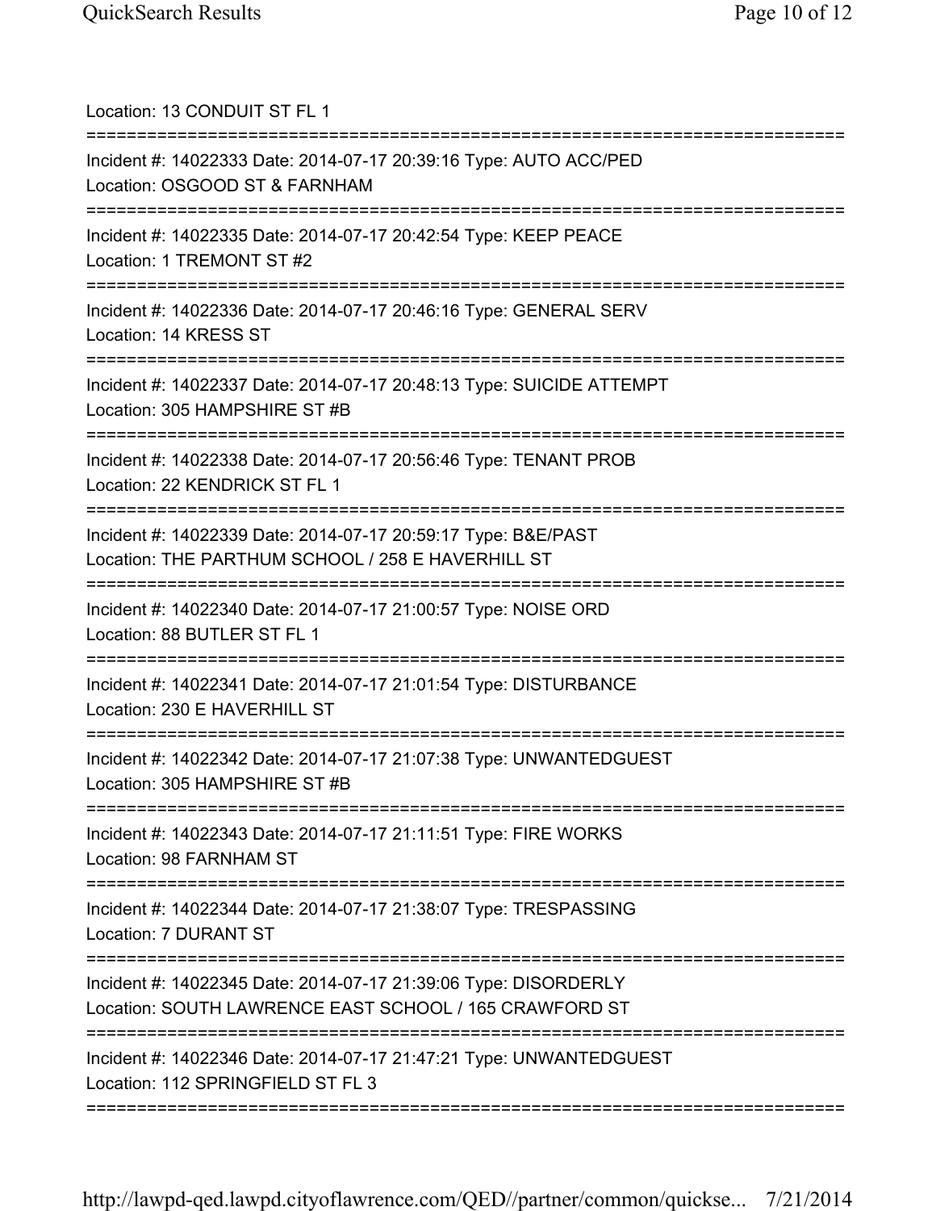Location: 13 CONDUIT ST FL 1

===========================================================================

Incident #: 14022333 Date: 2014-07-17 20:39:16 Type: AUTO ACC/PED
Location: OSGOOD ST & FARNHAM

===========================================================================

Incident #: 14022335 Date: 2014-07-17 20:42:54 Type: KEEP PEACE
Location: 1 TREMONT ST #2

===========================================================================

Incident #: 14022336 Date: 2014-07-17 20:46:16 Type: GENERAL SERV
Location: 14 KRESS ST

===========================================================================

Incident #: 14022337 Date: 2014-07-17 20:48:13 Type: SUICIDE ATTEMPT
Location: 305 HAMPSHIRE ST #B

===========================================================================

Incident #: 14022338 Date: 2014-07-17 20:56:46 Type: TENANT PROB
Location: 22 KENDRICK ST FL 1

===========================================================================

Incident #: 14022339 Date: 2014-07-17 20:59:17 Type: B&E/PAST
Location: THE PARTHUM SCHOOL / 258 E HAVERHILL ST

===========================================================================

Incident #: 14022340 Date: 2014-07-17 21:00:57 Type: NOISE ORD
Location: 88 BUTLER ST FL 1

===========================================================================

Incident #: 14022341 Date: 2014-07-17 21:01:54 Type: DISTURBANCE
Location: 230 E HAVERHILL ST

===========================================================================

Incident #: 14022342 Date: 2014-07-17 21:07:38 Type: UNWANTEDGUEST
Location: 305 HAMPSHIRE ST #B

===========================================================================

Incident #: 14022343 Date: 2014-07-17 21:11:51 Type: FIRE WORKS
Location: 98 FARNHAM ST

===========================================================================

Incident #: 14022344 Date: 2014-07-17 21:38:07 Type: TRESPASSING
Location: 7 DURANT ST

===========================================================================

Incident #: 14022345 Date: 2014-07-17 21:39:06 Type: DISORDERLY
Location: SOUTH LAWRENCE EAST SCHOOL / 165 CRAWFORD ST

===========================================================================

Incident #: 14022346 Date: 2014-07-17 21:47:21 Type: UNWANTEDGUEST
Location: 112 SPRINGFIELD ST FL 3

===========================================================================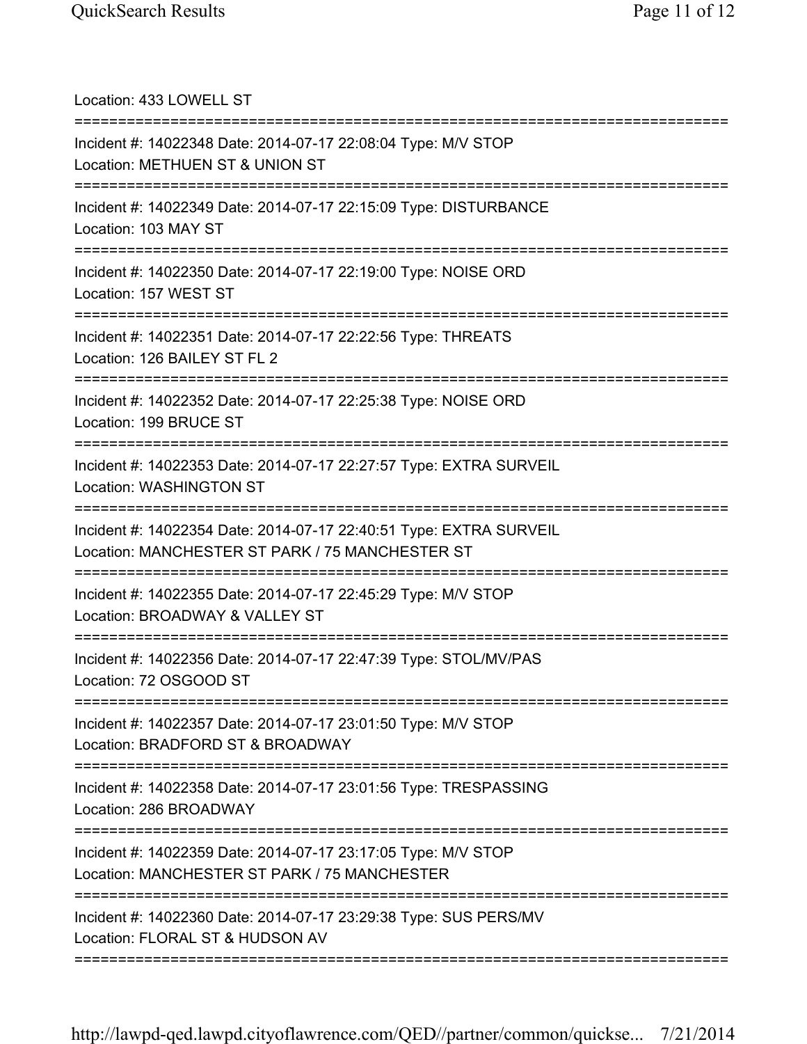Location: 433 LOWELL ST

===========================================================================

Incident #: 14022348 Date: 2014-07-17 22:08:04 Type: M/V STOP
Location: METHUEN ST & UNION ST

===========================================================================

Incident #: 14022349 Date: 2014-07-17 22:15:09 Type: DISTURBANCE
Location: 103 MAY ST

===========================================================================

Incident #: 14022350 Date: 2014-07-17 22:19:00 Type: NOISE ORD
Location: 157 WEST ST

===========================================================================

Incident #: 14022351 Date: 2014-07-17 22:22:56 Type: THREATS
Location: 126 BAILEY ST FL 2

===========================================================================

Incident #: 14022352 Date: 2014-07-17 22:25:38 Type: NOISE ORD
Location: 199 BRUCE ST

===========================================================================

Incident #: 14022353 Date: 2014-07-17 22:27:57 Type: EXTRA SURVEIL
Location: WASHINGTON ST

===========================================================================

Incident #: 14022354 Date: 2014-07-17 22:40:51 Type: EXTRA SURVEIL
Location: MANCHESTER ST PARK / 75 MANCHESTER ST

===========================================================================

Incident #: 14022355 Date: 2014-07-17 22:45:29 Type: M/V STOP
Location: BROADWAY & VALLEY ST

===========================================================================

Incident #: 14022356 Date: 2014-07-17 22:47:39 Type: STOL/MV/PAS
Location: 72 OSGOOD ST

===========================================================================

Incident #: 14022357 Date: 2014-07-17 23:01:50 Type: M/V STOP
Location: BRADFORD ST & BROADWAY

===========================================================================

Incident #: 14022358 Date: 2014-07-17 23:01:56 Type: TRESPASSING
Location: 286 BROADWAY

===========================================================================

Incident #: 14022359 Date: 2014-07-17 23:17:05 Type: M/V STOP
Location: MANCHESTER ST PARK / 75 MANCHESTER

===========================================================================

Incident #: 14022360 Date: 2014-07-17 23:29:38 Type: SUS PERS/MV
Location: FLORAL ST & HUDSON AV

===========================================================================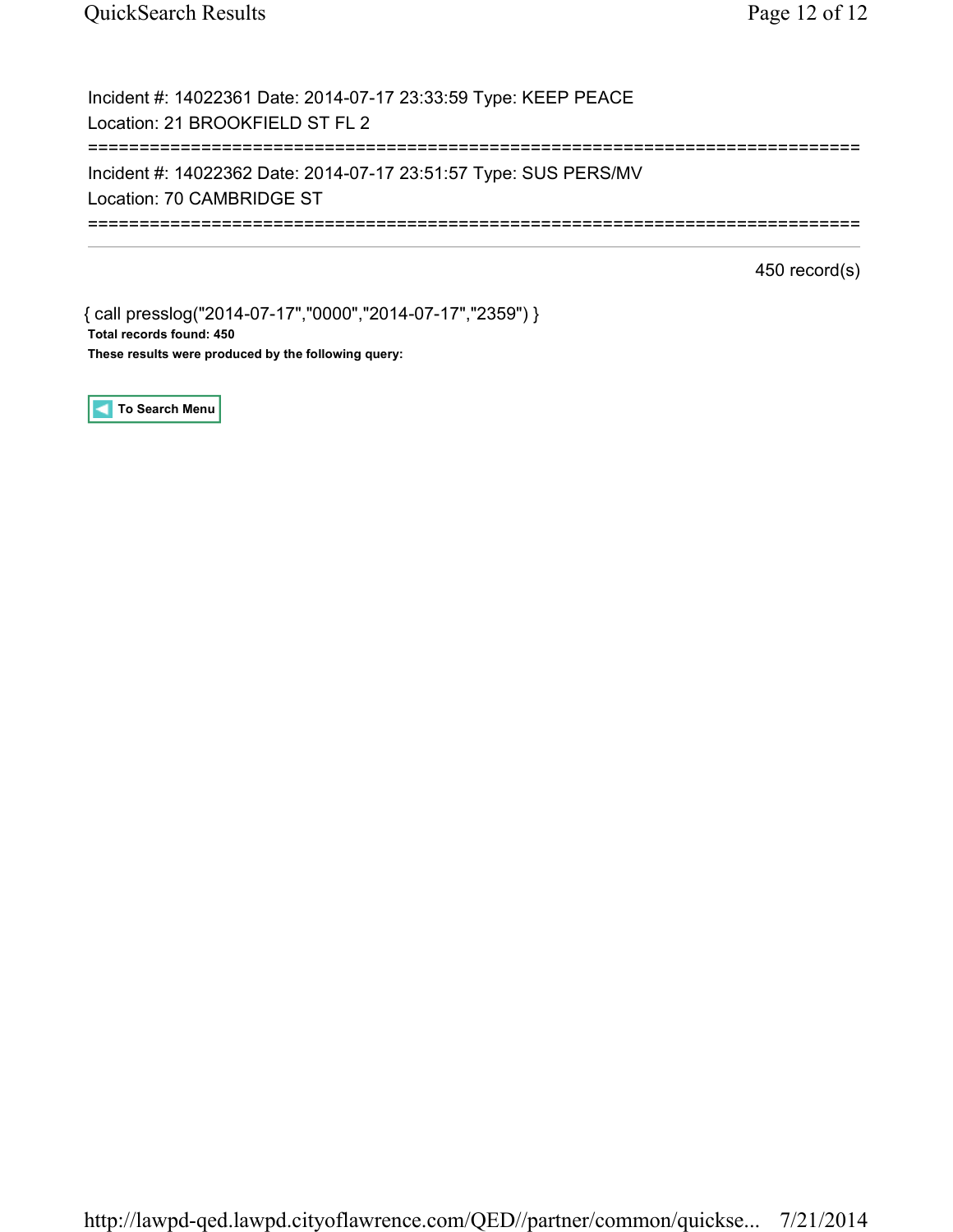Incident #: 14022361 Date: 2014-07-17 23:33:59 Type: KEEP PEACE
Location: 21 BROOKFIELD ST FL 2

===========================================================================

Incident #: 14022362 Date: 2014-07-17 23:51:57 Type: SUS PERS/MV
Location: 70 CAMBRIDGE ST

===========================================================================

---

450 record(s)

{ call presslog("2014-07-17","0000","2014-07-17","2359") }

**Total records found: 450**

**These results were produced by the following query:**

**To Search Menu**